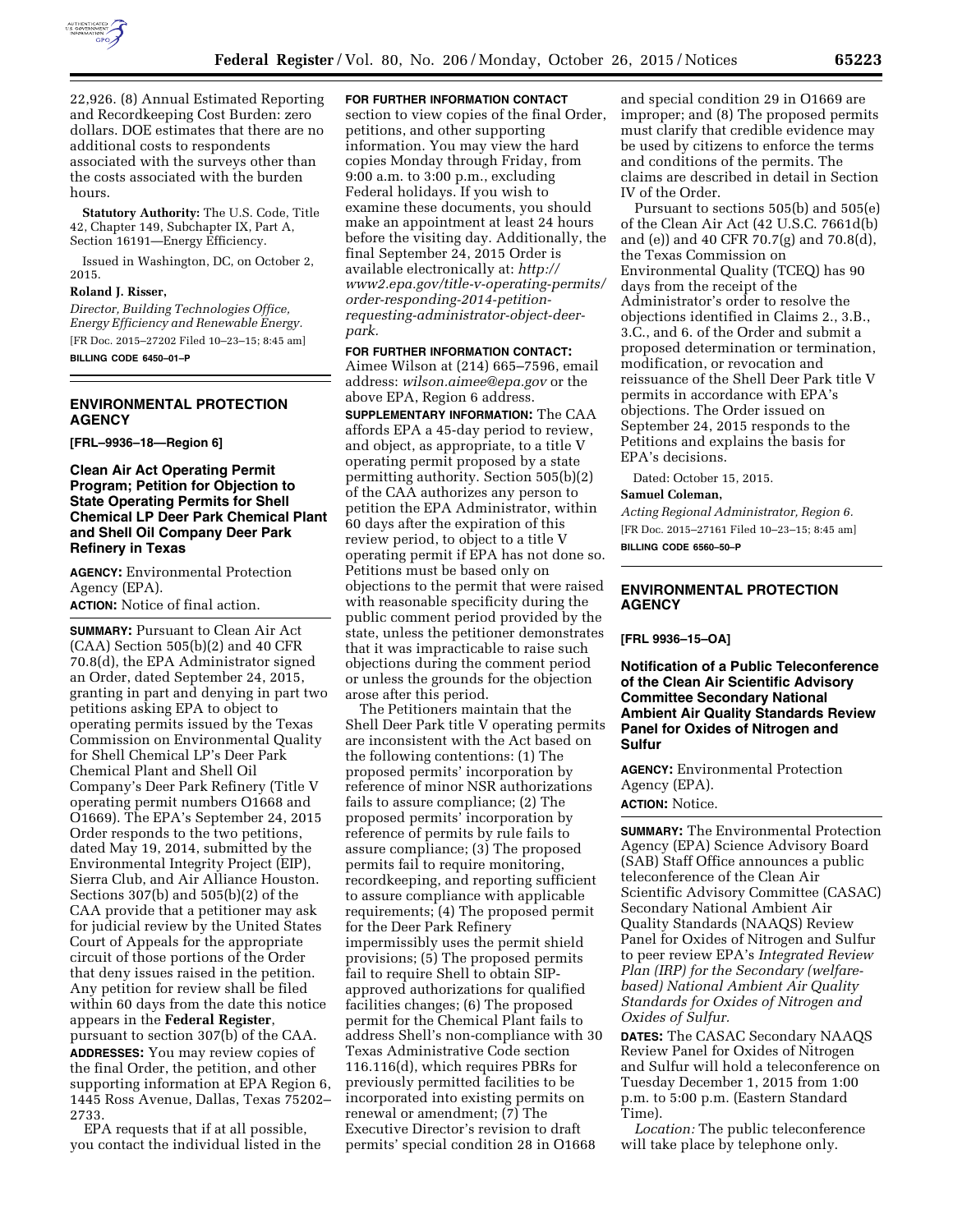22,926. (8) Annual Estimated Reporting and Recordkeeping Cost Burden: zero dollars. DOE estimates that there are no additional costs to respondents associated with the surveys other than the costs associated with the burden hours.

**Statutory Authority:** The U.S. Code, Title 42, Chapter 149, Subchapter IX, Part A, Section 16191—Energy Efficiency.

Issued in Washington, DC, on October 2, 2015.

**Roland J. Risser,**

*Director, Building Technologies Office, Energy Efficiency and Renewable Energy.*

[FR Doc. 2015–27202 Filed 10–23–15; 8:45 am]

**BILLING CODE 6450–01–P**

## ENVIRONMENTAL PROTECTION AGENCY

**[FRL–9936–18—Region 6]**

### Clean Air Act Operating Permit Program; Petition for Objection to State Operating Permits for Shell Chemical LP Deer Park Chemical Plant and Shell Oil Company Deer Park Refinery in Texas

**AGENCY:** Environmental Protection Agency (EPA).

**ACTION:** Notice of final action.

**SUMMARY:** Pursuant to Clean Air Act (CAA) Section 505(b)(2) and 40 CFR 70.8(d), the EPA Administrator signed an Order, dated September 24, 2015, granting in part and denying in part two petitions asking EPA to object to operating permits issued by the Texas Commission on Environmental Quality for Shell Chemical LP's Deer Park Chemical Plant and Shell Oil Company's Deer Park Refinery (Title V operating permit numbers O1668 and O1669). The EPA's September 24, 2015 Order responds to the two petitions, dated May 19, 2014, submitted by the Environmental Integrity Project (EIP), Sierra Club, and Air Alliance Houston. Sections 307(b) and 505(b)(2) of the CAA provide that a petitioner may ask for judicial review by the United States Court of Appeals for the appropriate circuit of those portions of the Order that deny issues raised in the petition. Any petition for review shall be filed within 60 days from the date this notice appears in the **Federal Register**, pursuant to section 307(b) of the CAA.

**ADDRESSES:** You may review copies of the final Order, the petition, and other supporting information at EPA Region 6, 1445 Ross Avenue, Dallas, Texas 75202–2733.

EPA requests that if at all possible, you contact the individual listed in the **FOR FURTHER INFORMATION CONTACT** section to view copies of the final Order, petitions, and other supporting information. You may view the hard copies Monday through Friday, from 9:00 a.m. to 3:00 p.m., excluding Federal holidays. If you wish to examine these documents, you should make an appointment at least 24 hours before the visiting day. Additionally, the final September 24, 2015 Order is available electronically at: *http://www2.epa.gov/title-v-operating-permits/order-responding-2014-petition-requesting-administrator-object-deer-park.*

**FOR FURTHER INFORMATION CONTACT:** Aimee Wilson at (214) 665–7596, email address: *wilson.aimee@epa.gov* or the above EPA, Region 6 address.

**SUPPLEMENTARY INFORMATION:** The CAA affords EPA a 45-day period to review, and object, as appropriate, to a title V operating permit proposed by a state permitting authority. Section 505(b)(2) of the CAA authorizes any person to petition the EPA Administrator, within 60 days after the expiration of this review period, to object to a title V operating permit if EPA has not done so. Petitions must be based only on objections to the permit that were raised with reasonable specificity during the public comment period provided by the state, unless the petitioner demonstrates that it was impracticable to raise such objections during the comment period or unless the grounds for the objection arose after this period.

The Petitioners maintain that the Shell Deer Park title V operating permits are inconsistent with the Act based on the following contentions: (1) The proposed permits' incorporation by reference of minor NSR authorizations fails to assure compliance; (2) The proposed permits' incorporation by reference of permits by rule fails to assure compliance; (3) The proposed permits fail to require monitoring, recordkeeping, and reporting sufficient to assure compliance with applicable requirements; (4) The proposed permit for the Deer Park Refinery impermissibly uses the permit shield provisions; (5) The proposed permits fail to require Shell to obtain SIP-approved authorizations for qualified facilities changes; (6) The proposed permit for the Chemical Plant fails to address Shell's non-compliance with 30 Texas Administrative Code section 116.116(d), which requires PBRs for previously permitted facilities to be incorporated into existing permits on renewal or amendment; (7) The Executive Director's revision to draft permits' special condition 28 in O1668 and special condition 29 in O1669 are improper; and (8) The proposed permits must clarify that credible evidence may be used by citizens to enforce the terms and conditions of the permits. The claims are described in detail in Section IV of the Order.

Pursuant to sections 505(b) and 505(e) of the Clean Air Act (42 U.S.C. 7661d(b) and (e)) and 40 CFR 70.7(g) and 70.8(d), the Texas Commission on Environmental Quality (TCEQ) has 90 days from the receipt of the Administrator's order to resolve the objections identified in Claims 2., 3.B., 3.C., and 6. of the Order and submit a proposed determination or termination, modification, or revocation and reissuance of the Shell Deer Park title V permits in accordance with EPA's objections. The Order issued on September 24, 2015 responds to the Petitions and explains the basis for EPA's decisions.

Dated: October 15, 2015.

**Samuel Coleman,**

*Acting Regional Administrator, Region 6.*

[FR Doc. 2015–27161 Filed 10–23–15; 8:45 am]

**BILLING CODE 6560–50–P**

## ENVIRONMENTAL PROTECTION AGENCY

**[FRL 9936–15–OA]**

### Notification of a Public Teleconference of the Clean Air Scientific Advisory Committee Secondary National Ambient Air Quality Standards Review Panel for Oxides of Nitrogen and Sulfur

**AGENCY:** Environmental Protection Agency (EPA).

**ACTION:** Notice.

**SUMMARY:** The Environmental Protection Agency (EPA) Science Advisory Board (SAB) Staff Office announces a public teleconference of the Clean Air Scientific Advisory Committee (CASAC) Secondary National Ambient Air Quality Standards (NAAQS) Review Panel for Oxides of Nitrogen and Sulfur to peer review EPA's *Integrated Review Plan (IRP) for the Secondary (welfare-based) National Ambient Air Quality Standards for Oxides of Nitrogen and Oxides of Sulfur.*

**DATES:** The CASAC Secondary NAAQS Review Panel for Oxides of Nitrogen and Sulfur will hold a teleconference on Tuesday December 1, 2015 from 1:00 p.m. to 5:00 p.m. (Eastern Standard Time).

*Location:* The public teleconference will take place by telephone only.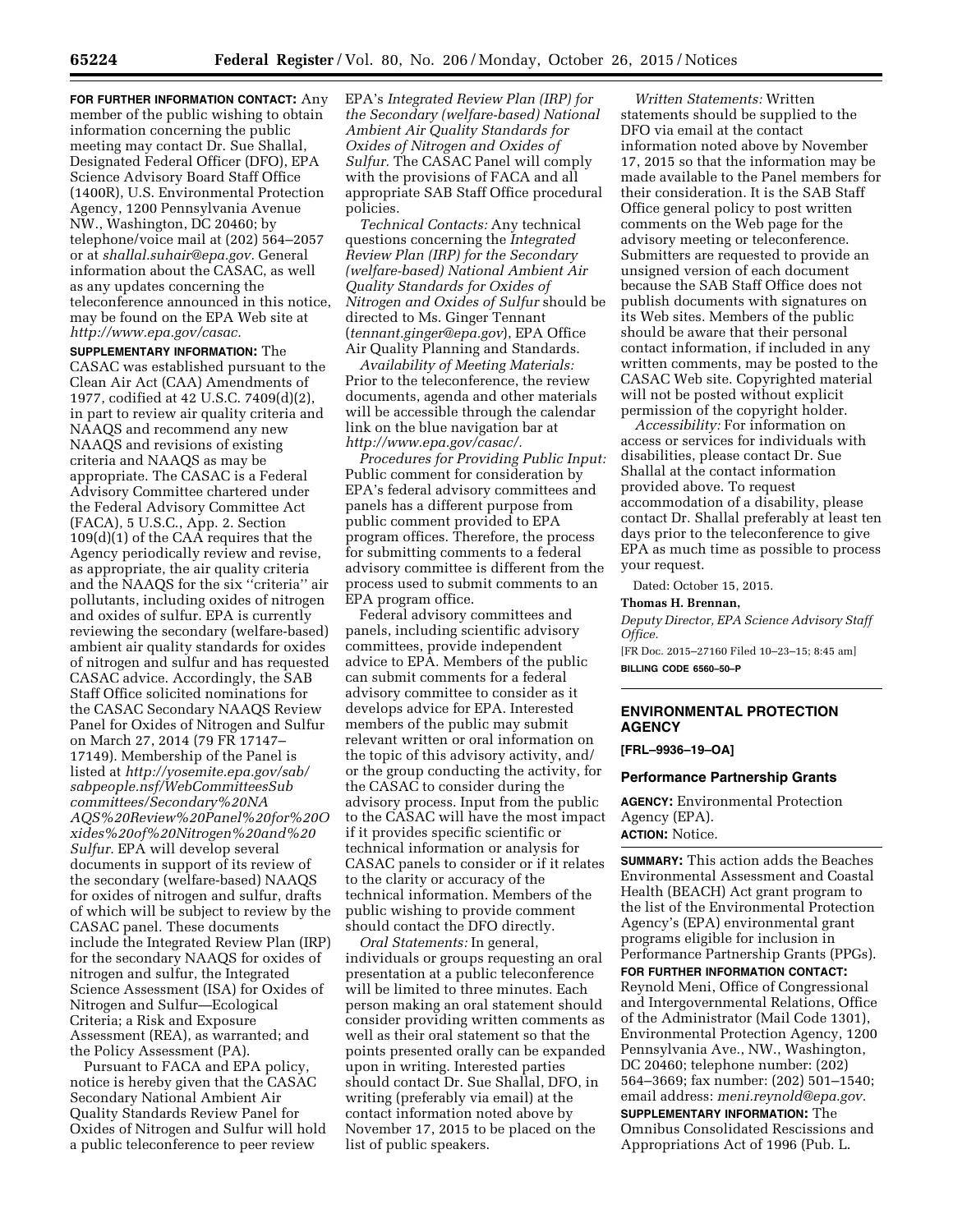**FOR FURTHER INFORMATION CONTACT:** Any member of the public wishing to obtain information concerning the public meeting may contact Dr. Sue Shallal, Designated Federal Officer (DFO), EPA Science Advisory Board Staff Office (1400R), U.S. Environmental Protection Agency, 1200 Pennsylvania Avenue NW., Washington, DC 20460; by telephone/voice mail at (202) 564–2057 or at *shallal.suhair@epa.gov.* General information about the CASAC, as well as any updates concerning the teleconference announced in this notice, may be found on the EPA Web site at *http://www.epa.gov/casac.*

**SUPPLEMENTARY INFORMATION:** The CASAC was established pursuant to the Clean Air Act (CAA) Amendments of 1977, codified at 42 U.S.C. 7409(d)(2), in part to review air quality criteria and NAAQS and recommend any new NAAQS and revisions of existing criteria and NAAQS as may be appropriate. The CASAC is a Federal Advisory Committee chartered under the Federal Advisory Committee Act (FACA), 5 U.S.C., App. 2. Section 109(d)(1) of the CAA requires that the Agency periodically review and revise, as appropriate, the air quality criteria and the NAAQS for the six ''criteria'' air pollutants, including oxides of nitrogen and oxides of sulfur. EPA is currently reviewing the secondary (welfare-based) ambient air quality standards for oxides of nitrogen and sulfur and has requested CASAC advice. Accordingly, the SAB Staff Office solicited nominations for the CASAC Secondary NAAQS Review Panel for Oxides of Nitrogen and Sulfur on March 27, 2014 (79 FR 17147–17149). Membership of the Panel is listed at *http://yosemite.epa.gov/sab/sabpeople.nsf/WebCommitteesSubcommittees/Secondary%20NAAQS%20Review%20Panel%20for%20Oxides%20of%20Nitrogen%20and%20Sulfur.* EPA will develop several documents in support of its review of the secondary (welfare-based) NAAQS for oxides of nitrogen and sulfur, drafts of which will be subject to review by the CASAC panel. These documents include the Integrated Review Plan (IRP) for the secondary NAAQS for oxides of nitrogen and sulfur, the Integrated Science Assessment (ISA) for Oxides of Nitrogen and Sulfur—Ecological Criteria; a Risk and Exposure Assessment (REA), as warranted; and the Policy Assessment (PA).

Pursuant to FACA and EPA policy, notice is hereby given that the CASAC Secondary National Ambient Air Quality Standards Review Panel for Oxides of Nitrogen and Sulfur will hold a public teleconference to peer review EPA's *Integrated Review Plan (IRP) for the Secondary (welfare-based) National Ambient Air Quality Standards for Oxides of Nitrogen and Oxides of Sulfur.* The CASAC Panel will comply with the provisions of FACA and all appropriate SAB Staff Office procedural policies.

*Technical Contacts:* Any technical questions concerning the *Integrated Review Plan (IRP) for the Secondary (welfare-based) National Ambient Air Quality Standards for Oxides of Nitrogen and Oxides of Sulfur* should be directed to Ms. Ginger Tennant (*tennant.ginger@epa.gov*), EPA Office Air Quality Planning and Standards.

*Availability of Meeting Materials:* Prior to the teleconference, the review documents, agenda and other materials will be accessible through the calendar link on the blue navigation bar at *http://www.epa.gov/casac/.*

*Procedures for Providing Public Input:* Public comment for consideration by EPA's federal advisory committees and panels has a different purpose from public comment provided to EPA program offices. Therefore, the process for submitting comments to a federal advisory committee is different from the process used to submit comments to an EPA program office.

Federal advisory committees and panels, including scientific advisory committees, provide independent advice to EPA. Members of the public can submit comments for a federal advisory committee to consider as it develops advice for EPA. Interested members of the public may submit relevant written or oral information on the topic of this advisory activity, and/or the group conducting the activity, for the CASAC to consider during the advisory process. Input from the public to the CASAC will have the most impact if it provides specific scientific or technical information or analysis for CASAC panels to consider or if it relates to the clarity or accuracy of the technical information. Members of the public wishing to provide comment should contact the DFO directly.

*Oral Statements:* In general, individuals or groups requesting an oral presentation at a public teleconference will be limited to three minutes. Each person making an oral statement should consider providing written comments as well as their oral statement so that the points presented orally can be expanded upon in writing. Interested parties should contact Dr. Sue Shallal, DFO, in writing (preferably via email) at the contact information noted above by November 17, 2015 to be placed on the list of public speakers.

*Written Statements:* Written statements should be supplied to the DFO via email at the contact information noted above by November 17, 2015 so that the information may be made available to the Panel members for their consideration. It is the SAB Staff Office general policy to post written comments on the Web page for the advisory meeting or teleconference. Submitters are requested to provide an unsigned version of each document because the SAB Staff Office does not publish documents with signatures on its Web sites. Members of the public should be aware that their personal contact information, if included in any written comments, may be posted to the CASAC Web site. Copyrighted material will not be posted without explicit permission of the copyright holder.

*Accessibility:* For information on access or services for individuals with disabilities, please contact Dr. Sue Shallal at the contact information provided above. To request accommodation of a disability, please contact Dr. Shallal preferably at least ten days prior to the teleconference to give EPA as much time as possible to process your request.

Dated: October 15, 2015.

**Thomas H. Brennan,**

*Deputy Director, EPA Science Advisory Staff Office.*

[FR Doc. 2015–27160 Filed 10–23–15; 8:45 am]

**BILLING CODE 6560–50–P**

## ENVIRONMENTAL PROTECTION AGENCY

**[FRL–9936–19–OA]**

### Performance Partnership Grants

**AGENCY:** Environmental Protection Agency (EPA).

**ACTION:** Notice.

**SUMMARY:** This action adds the Beaches Environmental Assessment and Coastal Health (BEACH) Act grant program to the list of the Environmental Protection Agency's (EPA) environmental grant programs eligible for inclusion in Performance Partnership Grants (PPGs).

**FOR FURTHER INFORMATION CONTACT:** Reynold Meni, Office of Congressional and Intergovernmental Relations, Office of the Administrator (Mail Code 1301), Environmental Protection Agency, 1200 Pennsylvania Ave., NW., Washington, DC 20460; telephone number: (202) 564–3669; fax number: (202) 501–1540; email address: *meni.reynold@epa.gov.*

**SUPPLEMENTARY INFORMATION:** The Omnibus Consolidated Rescissions and Appropriations Act of 1996 (Pub. L.